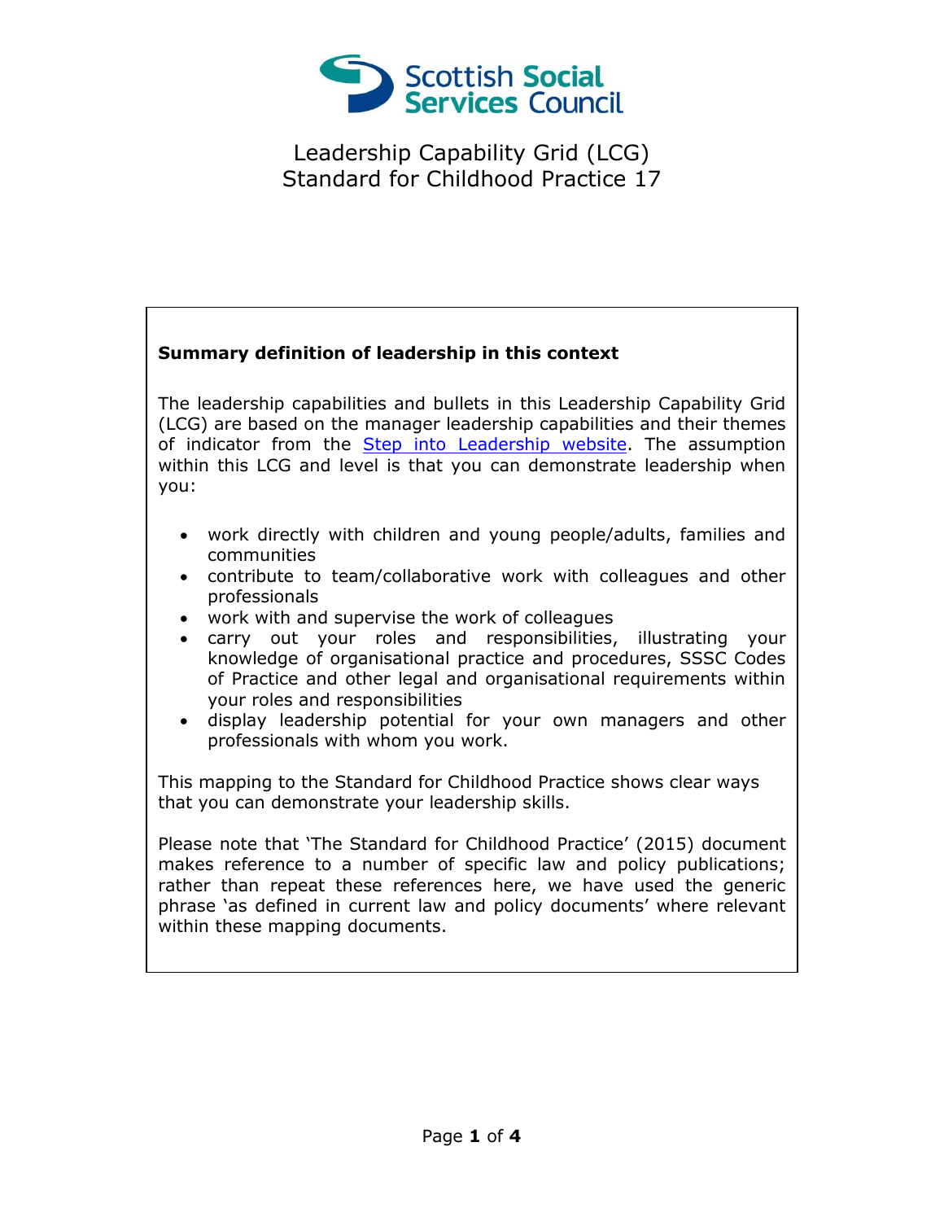# Leadership Capability Grid (LCG)
# Standard for Childhood Practice 17

**Summary definition of leadership in this context**

The leadership capabilities and bullets in this Leadership Capability Grid (LCG) are based on the manager leadership capabilities and their themes of indicator from the Step into Leadership website. The assumption within this LCG and level is that you can demonstrate leadership when you:

- work directly with children and young people/adults, families and communities
- contribute to team/collaborative work with colleagues and other professionals
- work with and supervise the work of colleagues
- carry out your roles and responsibilities, illustrating your knowledge of organisational practice and procedures, SSSC Codes of Practice and other legal and organisational requirements within your roles and responsibilities
- display leadership potential for your own managers and other professionals with whom you work.

This mapping to the Standard for Childhood Practice shows clear ways that you can demonstrate your leadership skills.

Please note that 'The Standard for Childhood Practice' (2015) document makes reference to a number of specific law and policy publications; rather than repeat these references here, we have used the generic phrase 'as defined in current law and policy documents' where relevant within these mapping documents.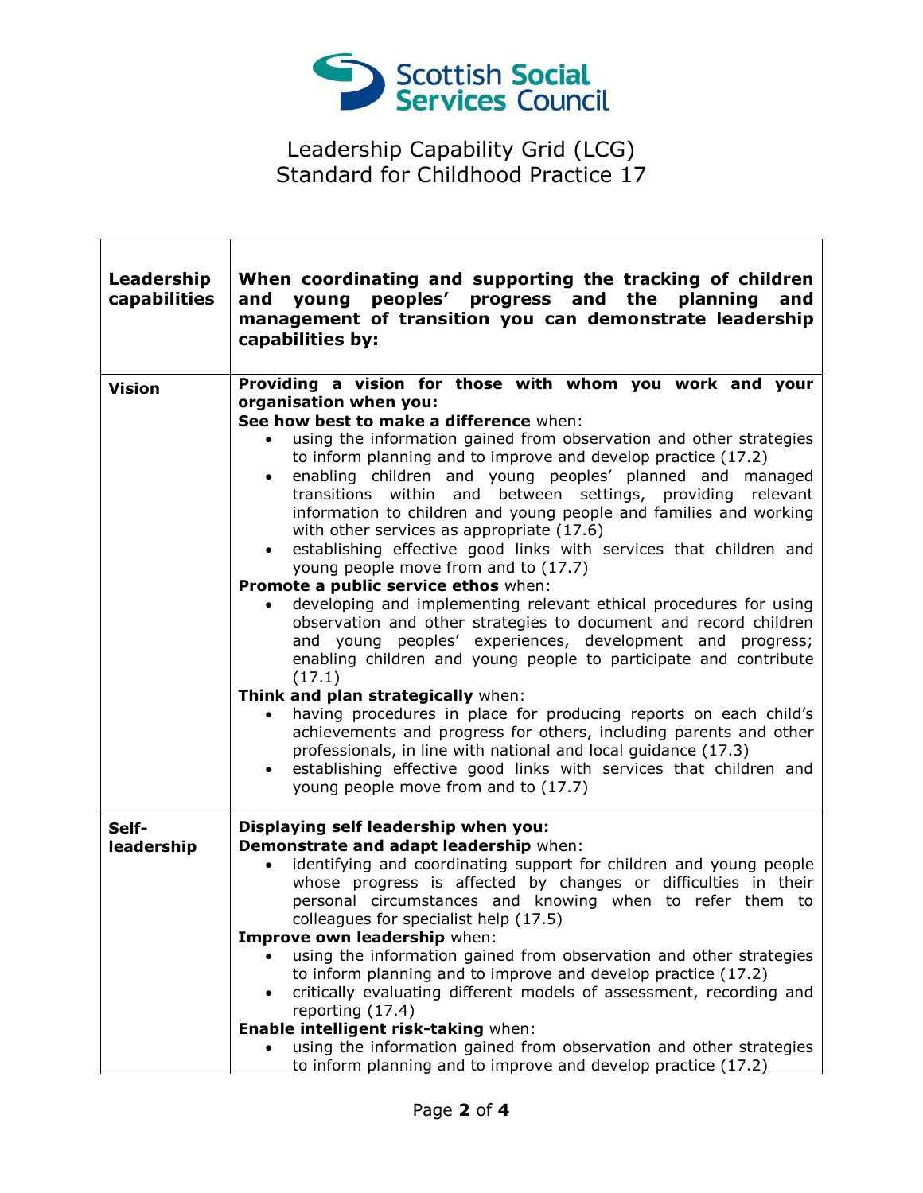Scottish Social Services Council

# Leadership Capability Grid (LCG)
# Standard for Childhood Practice 17

| **Leadership capabilities** | **When coordinating and supporting the tracking of children and young peoples' progress and the planning and management of transition you can demonstrate leadership capabilities by:** |
|---|---|
| **Vision** | **Providing a vision for those with whom you work and your organisation when you:**<br>**See how best to make a difference** when:<br>• using the information gained from observation and other strategies to inform planning and to improve and develop practice (17.2)<br>• enabling children and young peoples' planned and managed transitions within and between settings, providing relevant information to children and young people and families and working with other services as appropriate (17.6)<br>• establishing effective good links with services that children and young people move from and to (17.7)<br>**Promote a public service ethos** when:<br>• developing and implementing relevant ethical procedures for using observation and other strategies to document and record children and young peoples' experiences, development and progress; enabling children and young people to participate and contribute (17.1)<br>**Think and plan strategically** when:<br>• having procedures in place for producing reports on each child's achievements and progress for others, including parents and other professionals, in line with national and local guidance (17.3)<br>• establishing effective good links with services that children and young people move from and to (17.7) |
| **Self-leadership** | **Displaying self leadership when you:**<br>**Demonstrate and adapt leadership** when:<br>• identifying and coordinating support for children and young people whose progress is affected by changes or difficulties in their personal circumstances and knowing when to refer them to colleagues for specialist help (17.5)<br>**Improve own leadership** when:<br>• using the information gained from observation and other strategies to inform planning and to improve and develop practice (17.2)<br>• critically evaluating different models of assessment, recording and reporting (17.4)<br>**Enable intelligent risk-taking** when:<br>• using the information gained from observation and other strategies to inform planning and to improve and develop practice (17.2) |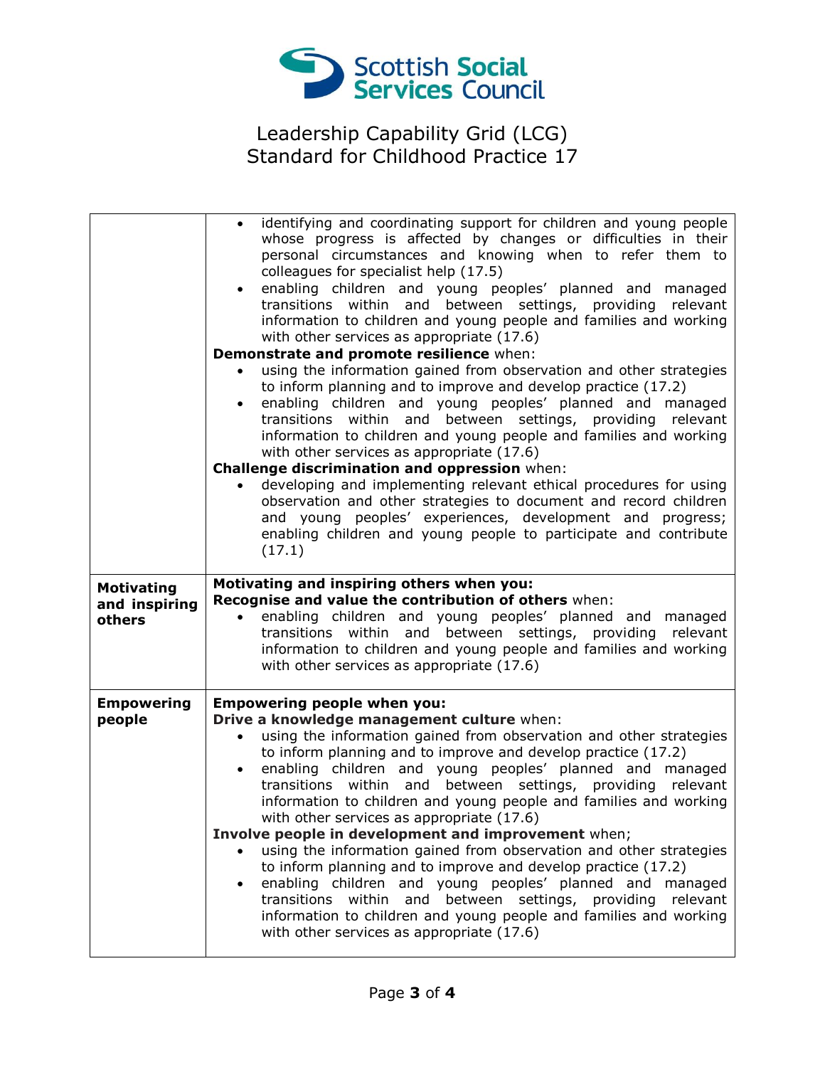# Leadership Capability Grid (LCG)
# Standard for Childhood Practice 17

| | |
|---|---|
| | • identifying and coordinating support for children and young people whose progress is affected by changes or difficulties in their personal circumstances and knowing when to refer them to colleagues for specialist help (17.5)<br>• enabling children and young peoples' planned and managed transitions within and between settings, providing relevant information to children and young people and families and working with other services as appropriate (17.6)<br>**Demonstrate and promote resilience** when:<br>• using the information gained from observation and other strategies to inform planning and to improve and develop practice (17.2)<br>• enabling children and young peoples' planned and managed transitions within and between settings, providing relevant information to children and young people and families and working with other services as appropriate (17.6)<br>**Challenge discrimination and oppression** when:<br>• developing and implementing relevant ethical procedures for using observation and other strategies to document and record children and young peoples' experiences, development and progress; enabling children and young people to participate and contribute (17.1) |
| **Motivating and inspiring others** | **Motivating and inspiring others when you:**<br>**Recognise and value the contribution of others** when:<br>• enabling children and young peoples' planned and managed transitions within and between settings, providing relevant information to children and young people and families and working with other services as appropriate (17.6) |
| **Empowering people** | **Empowering people when you:**<br>**Drive a knowledge management culture** when:<br>• using the information gained from observation and other strategies to inform planning and to improve and develop practice (17.2)<br>• enabling children and young peoples' planned and managed transitions within and between settings, providing relevant information to children and young people and families and working with other services as appropriate (17.6)<br>**Involve people in development and improvement** when;<br>• using the information gained from observation and other strategies to inform planning and to improve and develop practice (17.2)<br>• enabling children and young peoples' planned and managed transitions within and between settings, providing relevant information to children and young people and families and working with other services as appropriate (17.6) |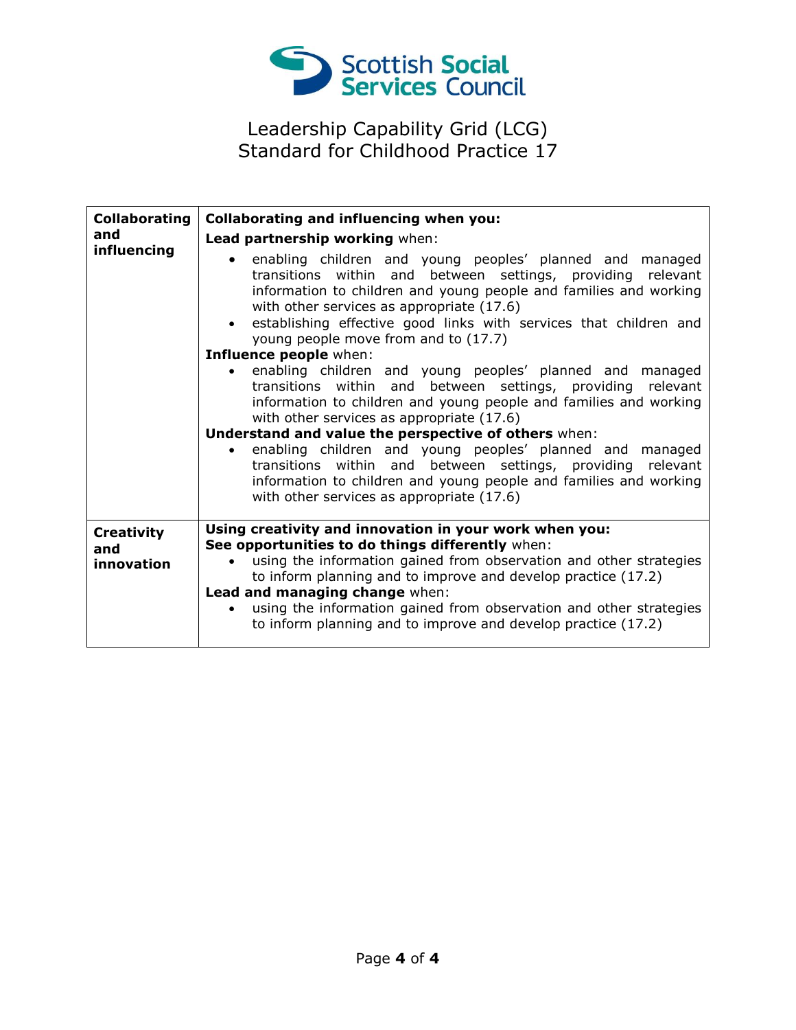Scottish Social Services Council

# Leadership Capability Grid (LCG)
# Standard for Childhood Practice 17

| | |
|---|---|
| **Collaborating and influencing** | **Collaborating and influencing when you:**<br>**Lead partnership working** when:<br>• enabling children and young peoples' planned and managed transitions within and between settings, providing relevant information to children and young people and families and working with other services as appropriate (17.6)<br>• establishing effective good links with services that children and young people move from and to (17.7)<br>**Influence people** when:<br>• enabling children and young peoples' planned and managed transitions within and between settings, providing relevant information to children and young people and families and working with other services as appropriate (17.6)<br>**Understand and value the perspective of others** when:<br>• enabling children and young peoples' planned and managed transitions within and between settings, providing relevant information to children and young people and families and working with other services as appropriate (17.6) |
| **Creativity and innovation** | **Using creativity and innovation in your work when you:**<br>**See opportunities to do things differently** when:<br>• using the information gained from observation and other strategies to inform planning and to improve and develop practice (17.2)<br>**Lead and managing change** when:<br>• using the information gained from observation and other strategies to inform planning and to improve and develop practice (17.2) |